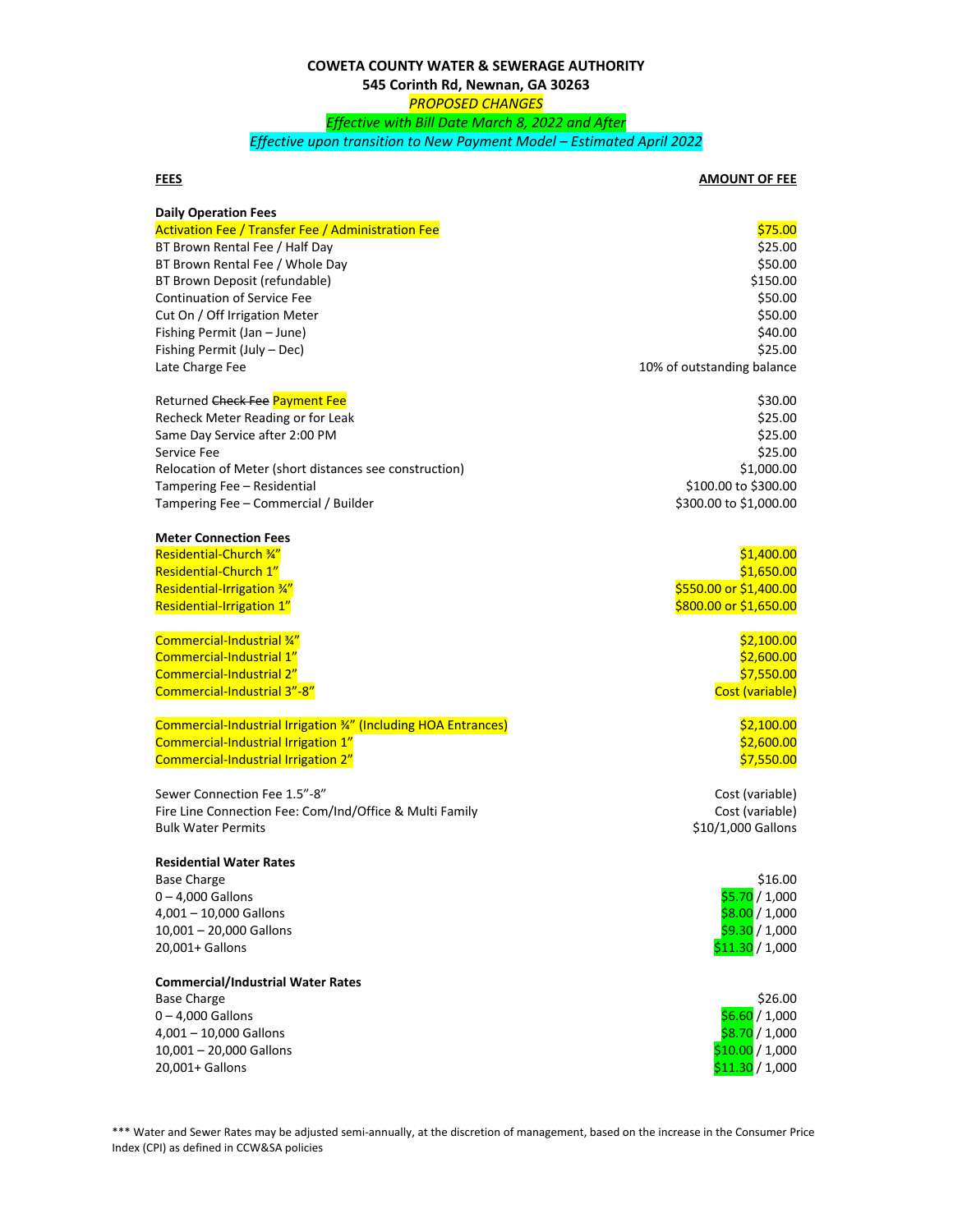**COWETA COUNTY WATER & SEWERAGE AUTHORITY**
**545 Corinth Rd, Newnan, GA 30263**
*PROPOSED CHANGES*
*Effective with Bill Date March 8, 2022 and After*
*Effective upon transition to New Payment Model – Estimated April 2022*

| FEES | AMOUNT OF FEE |
|---|---|
| **Daily Operation Fees** | |
| Activation Fee / Transfer Fee / Administration Fee | $75.00 |
| BT Brown Rental Fee / Half Day | $25.00 |
| BT Brown Rental Fee / Whole Day | $50.00 |
| BT Brown Deposit (refundable) | $150.00 |
| Continuation of Service Fee | $50.00 |
| Cut On / Off Irrigation Meter | $50.00 |
| Fishing Permit (Jan – June) | $40.00 |
| Fishing Permit (July – Dec) | $25.00 |
| Late Charge Fee | 10% of outstanding balance |
| | |
| Returned ~~Check Fee~~ Payment Fee | $30.00 |
| Recheck Meter Reading or for Leak | $25.00 |
| Same Day Service after 2:00 PM | $25.00 |
| Service Fee | $25.00 |
| Relocation of Meter (short distances see construction) | $1,000.00 |
| Tampering Fee – Residential | $100.00 to $300.00 |
| Tampering Fee – Commercial / Builder | $300.00 to $1,000.00 |
| | |
| **Meter Connection Fees** | |
| Residential-Church ¾" | $1,400.00 |
| Residential-Church 1" | $1,650.00 |
| Residential-Irrigation ¾" | $550.00 or $1,400.00 |
| Residential-Irrigation 1" | $800.00 or $1,650.00 |
| | |
| Commercial-Industrial ¾" | $2,100.00 |
| Commercial-Industrial 1" | $2,600.00 |
| Commercial-Industrial 2" | $7,550.00 |
| Commercial-Industrial 3"-8" | Cost (variable) |
| | |
| Commercial-Industrial Irrigation ¾" (Including HOA Entrances) | $2,100.00 |
| Commercial-Industrial Irrigation 1" | $2,600.00 |
| Commercial-Industrial Irrigation 2" | $7,550.00 |
| | |
| Sewer Connection Fee 1.5"-8" | Cost (variable) |
| Fire Line Connection Fee: Com/Ind/Office & Multi Family | Cost (variable) |
| Bulk Water Permits | $10/1,000 Gallons |
| | |
| **Residential Water Rates** | |
| Base Charge | $16.00 |
| 0 – 4,000 Gallons | $5.70 / 1,000 |
| 4,001 – 10,000 Gallons | $8.00 / 1,000 |
| 10,001 – 20,000 Gallons | $9.30 / 1,000 |
| 20,001+ Gallons | $11.30 / 1,000 |
| | |
| **Commercial/Industrial Water Rates** | |
| Base Charge | $26.00 |
| 0 – 4,000 Gallons | $6.60 / 1,000 |
| 4,001 – 10,000 Gallons | $8.70 / 1,000 |
| 10,001 – 20,000 Gallons | $10.00 / 1,000 |
| 20,001+ Gallons | $11.30 / 1,000 |

*** Water and Sewer Rates may be adjusted semi-annually, at the discretion of management, based on the increase in the Consumer Price Index (CPI) as defined in CCW&SA policies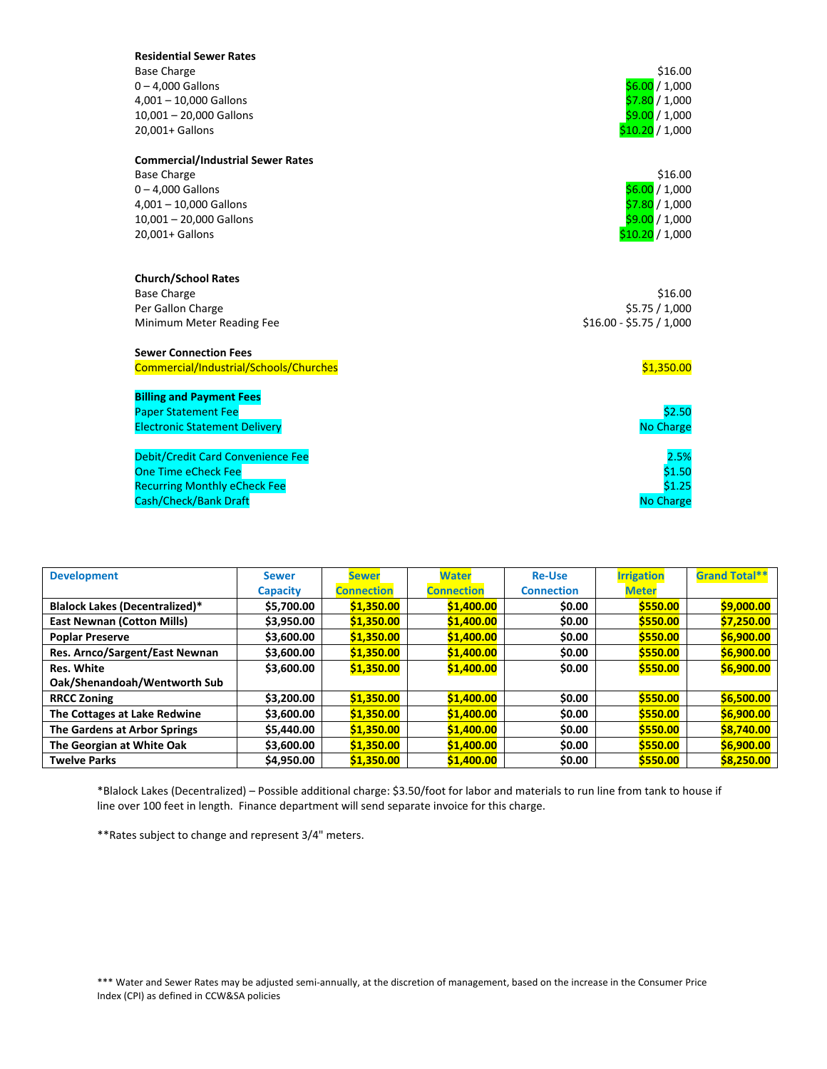**Residential Sewer Rates**

| | |
|---|---|
| Base Charge | $16.00 |
| 0 – 4,000 Gallons | $6.00 / 1,000 |
| 4,001 – 10,000 Gallons | $7.80 / 1,000 |
| 10,001 – 20,000 Gallons | $9.00 / 1,000 |
| 20,001+ Gallons | $10.20 / 1,000 |

**Commercial/Industrial Sewer Rates**

| | |
|---|---|
| Base Charge | $16.00 |
| 0 – 4,000 Gallons | $6.00 / 1,000 |
| 4,001 – 10,000 Gallons | $7.80 / 1,000 |
| 10,001 – 20,000 Gallons | $9.00 / 1,000 |
| 20,001+ Gallons | $10.20 / 1,000 |

**Church/School Rates**

| | |
|---|---|
| Base Charge | $16.00 |
| Per Gallon Charge | $5.75 / 1,000 |
| Minimum Meter Reading Fee | $16.00 - $5.75 / 1,000 |

**Sewer Connection Fees**

| | |
|---|---|
| Commercial/Industrial/Schools/Churches | $1,350.00 |

**Billing and Payment Fees**

| | |
|---|---|
| Paper Statement Fee | $2.50 |
| Electronic Statement Delivery | No Charge |
| Debit/Credit Card Convenience Fee | 2.5% |
| One Time eCheck Fee | $1.50 |
| Recurring Monthly eCheck Fee | $1.25 |
| Cash/Check/Bank Draft | No Charge |

| Development | Sewer Capacity | Sewer Connection | Water Connection | Re-Use Connection | Irrigation Meter | Grand Total** |
|---|---|---|---|---|---|---|
| **Blalock Lakes (Decentralized)*** | **$5,700.00** | **$1,350.00** | **$1,400.00** | **$0.00** | **$550.00** | **$9,000.00** |
| **East Newnan (Cotton Mills)** | **$3,950.00** | **$1,350.00** | **$1,400.00** | **$0.00** | **$550.00** | **$7,250.00** |
| **Poplar Preserve** | **$3,600.00** | **$1,350.00** | **$1,400.00** | **$0.00** | **$550.00** | **$6,900.00** |
| **Res. Arnco/Sargent/East Newnan** | **$3,600.00** | **$1,350.00** | **$1,400.00** | **$0.00** | **$550.00** | **$6,900.00** |
| **Res. White Oak/Shenandoah/Wentworth Sub** | **$3,600.00** | **$1,350.00** | **$1,400.00** | **$0.00** | **$550.00** | **$6,900.00** |
| **RRCC Zoning** | **$3,200.00** | **$1,350.00** | **$1,400.00** | **$0.00** | **$550.00** | **$6,500.00** |
| **The Cottages at Lake Redwine** | **$3,600.00** | **$1,350.00** | **$1,400.00** | **$0.00** | **$550.00** | **$6,900.00** |
| **The Gardens at Arbor Springs** | **$5,440.00** | **$1,350.00** | **$1,400.00** | **$0.00** | **$550.00** | **$8,740.00** |
| **The Georgian at White Oak** | **$3,600.00** | **$1,350.00** | **$1,400.00** | **$0.00** | **$550.00** | **$6,900.00** |
| **Twelve Parks** | **$4,950.00** | **$1,350.00** | **$1,400.00** | **$0.00** | **$550.00** | **$8,250.00** |

*Blalock Lakes (Decentralized) – Possible additional charge: $3.50/foot for labor and materials to run line from tank to house if line over 100 feet in length. Finance department will send separate invoice for this charge.

**Rates subject to change and represent 3/4" meters.

*** Water and Sewer Rates may be adjusted semi-annually, at the discretion of management, based on the increase in the Consumer Price Index (CPI) as defined in CCW&SA policies